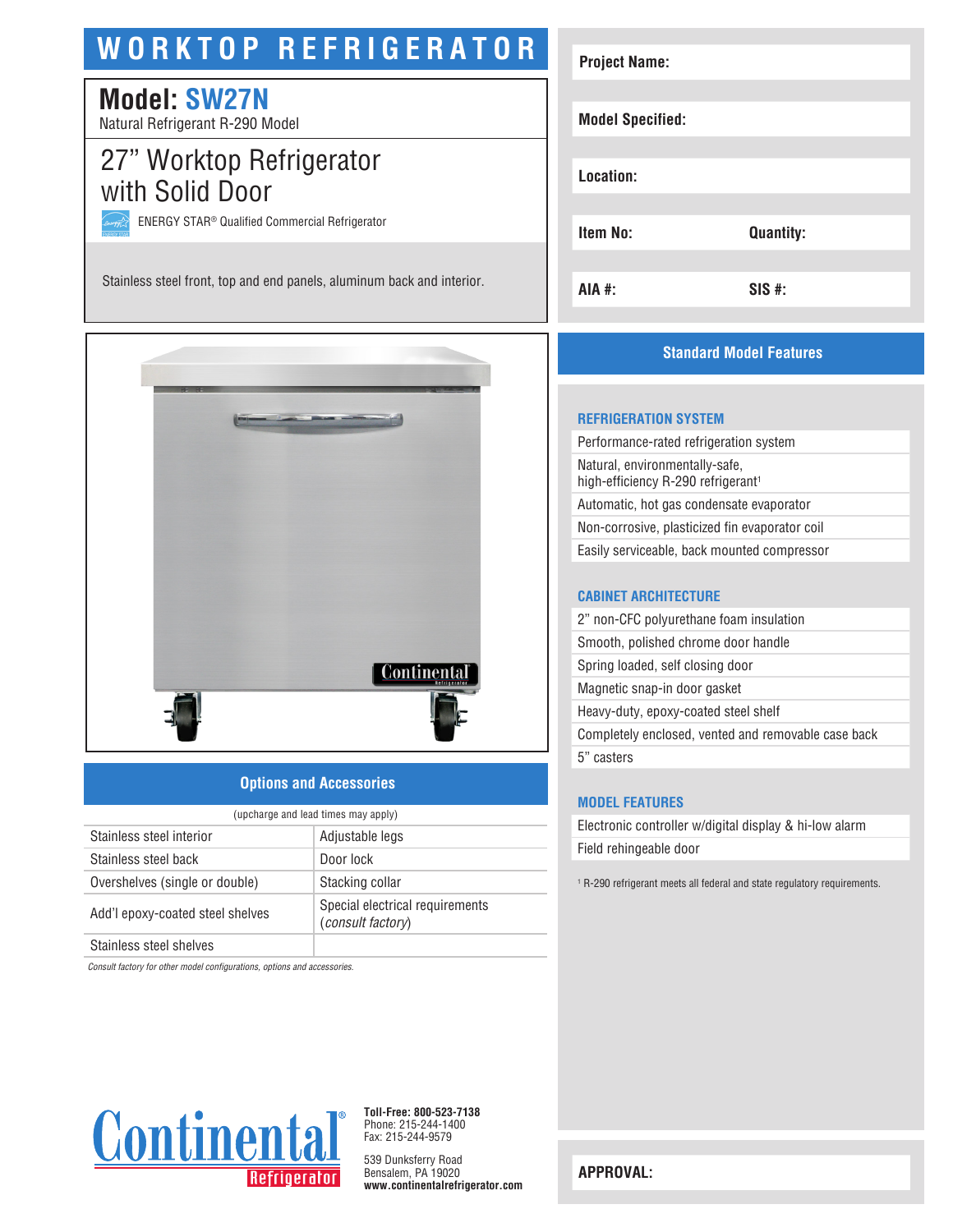# WORKTOP REFRIGERATOR

## Model: SW27N

Natural Refrigerant R-290 Model

## 27" Worktop Refrigerator with Solid Door

ENERGY STAR® Qualified Commercial Refrigerator

Stainless steel front, top and end panels, aluminum back and interior.

| Project Name: | |
|---|---|
| Model Specified: | |
| Location: | |
| Item No: | Quantity: |
| AIA #: | SIS #: |

## Standard Model Features

### REFRIGERATION SYSTEM

- Performance-rated refrigeration system
- Natural, environmentally-safe, high-efficiency R-290 refrigerant[1]
- Automatic, hot gas condensate evaporator
- Non-corrosive, plasticized fin evaporator coil
- Easily serviceable, back mounted compressor

### CABINET ARCHITECTURE

- 2" non-CFC polyurethane foam insulation
- Smooth, polished chrome door handle
- Spring loaded, self closing door
- Magnetic snap-in door gasket
- Heavy-duty, epoxy-coated steel shelf
- Completely enclosed, vented and removable case back
- 5" casters

### MODEL FEATURES

- Electronic controller w/digital display & hi-low alarm
- Field rehingeable door

[1] R-290 refrigerant meets all federal and state regulatory requirements.

## Options and Accessories

(upcharge and lead times may apply)

| | |
|---|---|
| Stainless steel interior | Adjustable legs |
| Stainless steel back | Door lock |
| Overshelves (single or double) | Stacking collar |
| Add'l epoxy-coated steel shelves | Special electrical requirements (*consult factory*) |
| Stainless steel shelves | |

*Consult factory for other model configurations, options and accessories.*

Continental Refrigerator

**Toll-Free: 800-523-7138**
Phone: 215-244-1400
Fax: 215-244-9579

539 Dunksferry Road
Bensalem, PA 19020
**www.continentalrefrigerator.com**

**APPROVAL:**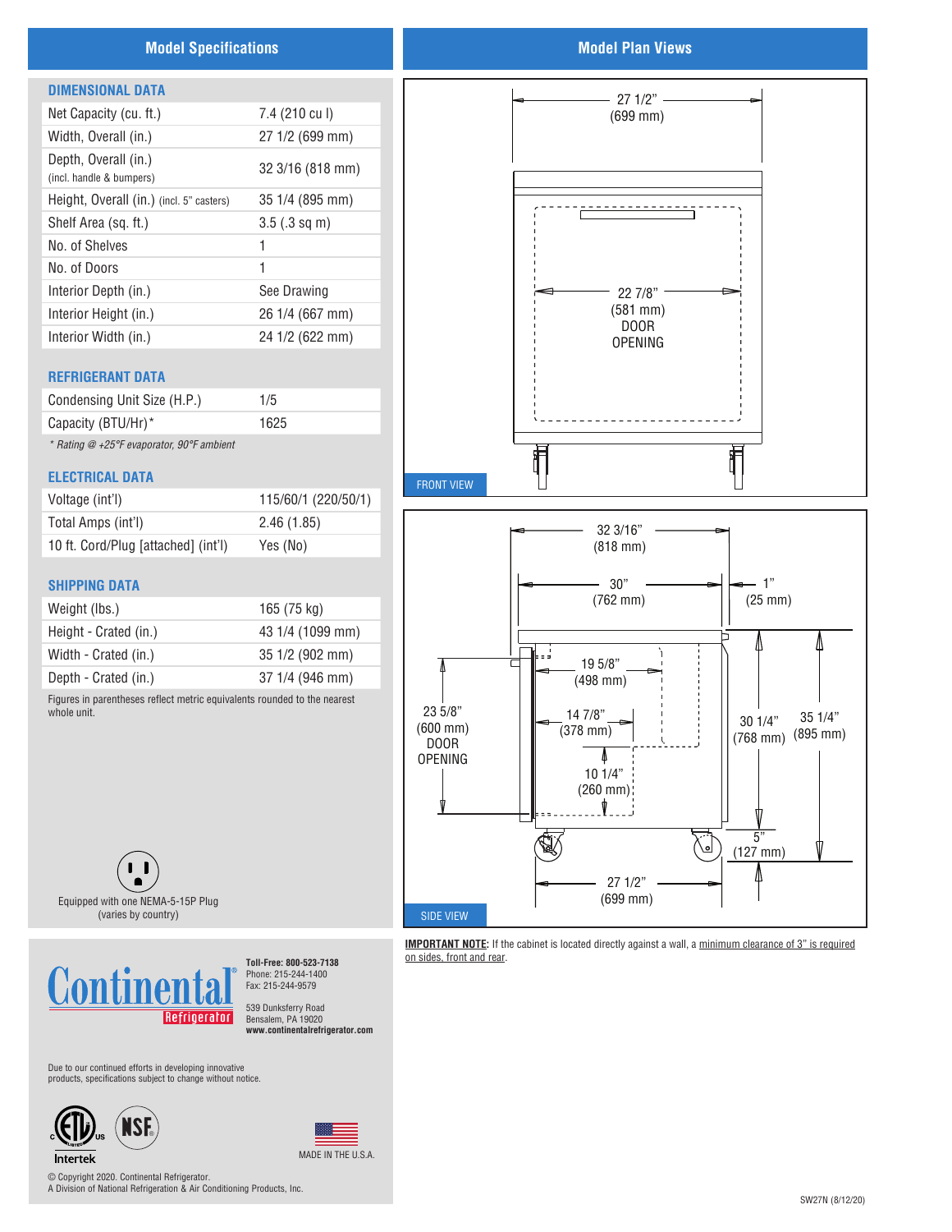## Model Specifications

### DIMENSIONAL DATA

| | |
|---|---|
| Net Capacity (cu. ft.) | 7.4 (210 cu l) |
| Width, Overall (in.) | 27 1/2 (699 mm) |
| Depth, Overall (in.) (incl. handle & bumpers) | 32 3/16 (818 mm) |
| Height, Overall (in.) (incl. 5" casters) | 35 1/4 (895 mm) |
| Shelf Area (sq. ft.) | 3.5 (.3 sq m) |
| No. of Shelves | 1 |
| No. of Doors | 1 |
| Interior Depth (in.) | See Drawing |
| Interior Height (in.) | 26 1/4 (667 mm) |
| Interior Width (in.) | 24 1/2 (622 mm) |

### REFRIGERANT DATA

| | |
|---|---|
| Condensing Unit Size (H.P.) | 1/5 |
| Capacity (BTU/Hr)* | 1625 |

*\* Rating @ +25°F evaporator, 90°F ambient*

### ELECTRICAL DATA

| | |
|---|---|
| Voltage (int'l) | 115/60/1 (220/50/1) |
| Total Amps (int'l) | 2.46 (1.85) |
| 10 ft. Cord/Plug [attached] (int'l) | Yes (No) |

### SHIPPING DATA

| | |
|---|---|
| Weight (lbs.) | 165 (75 kg) |
| Height - Crated (in.) | 43 1/4 (1099 mm) |
| Width - Crated (in.) | 35 1/2 (902 mm) |
| Depth - Crated (in.) | 37 1/4 (946 mm) |

Figures in parentheses reflect metric equivalents rounded to the nearest whole unit.

Equipped with one NEMA-5-15P Plug (varies by country)

Continental Refrigerator

**Toll-Free: 800-523-7138**
Phone: 215-244-1400
Fax: 215-244-9579

539 Dunksferry Road
Bensalem, PA 19020
**www.continentalrefrigerator.com**

Due to our continued efforts in developing innovative products, specifications subject to change without notice.

Intertek

MADE IN THE U.S.A.

© Copyright 2020. Continental Refrigerator.
A Division of National Refrigeration & Air Conditioning Products, Inc.

## Model Plan Views

FRONT VIEW

27 1/2" (699 mm)

22 7/8" (581 mm) DOOR OPENING

SIDE VIEW

32 3/16" (818 mm)

30" (762 mm)

1" (25 mm)

19 5/8" (498 mm)

23 5/8" (600 mm) DOOR OPENING

14 7/8" (378 mm)

10 1/4" (260 mm)

30 1/4" (768 mm)

35 1/4" (895 mm)

5" (127 mm)

27 1/2" (699 mm)

**IMPORTANT NOTE:** If the cabinet is located directly against a wall, a minimum clearance of 3" is required on sides, front and rear.

SW27N (8/12/20)